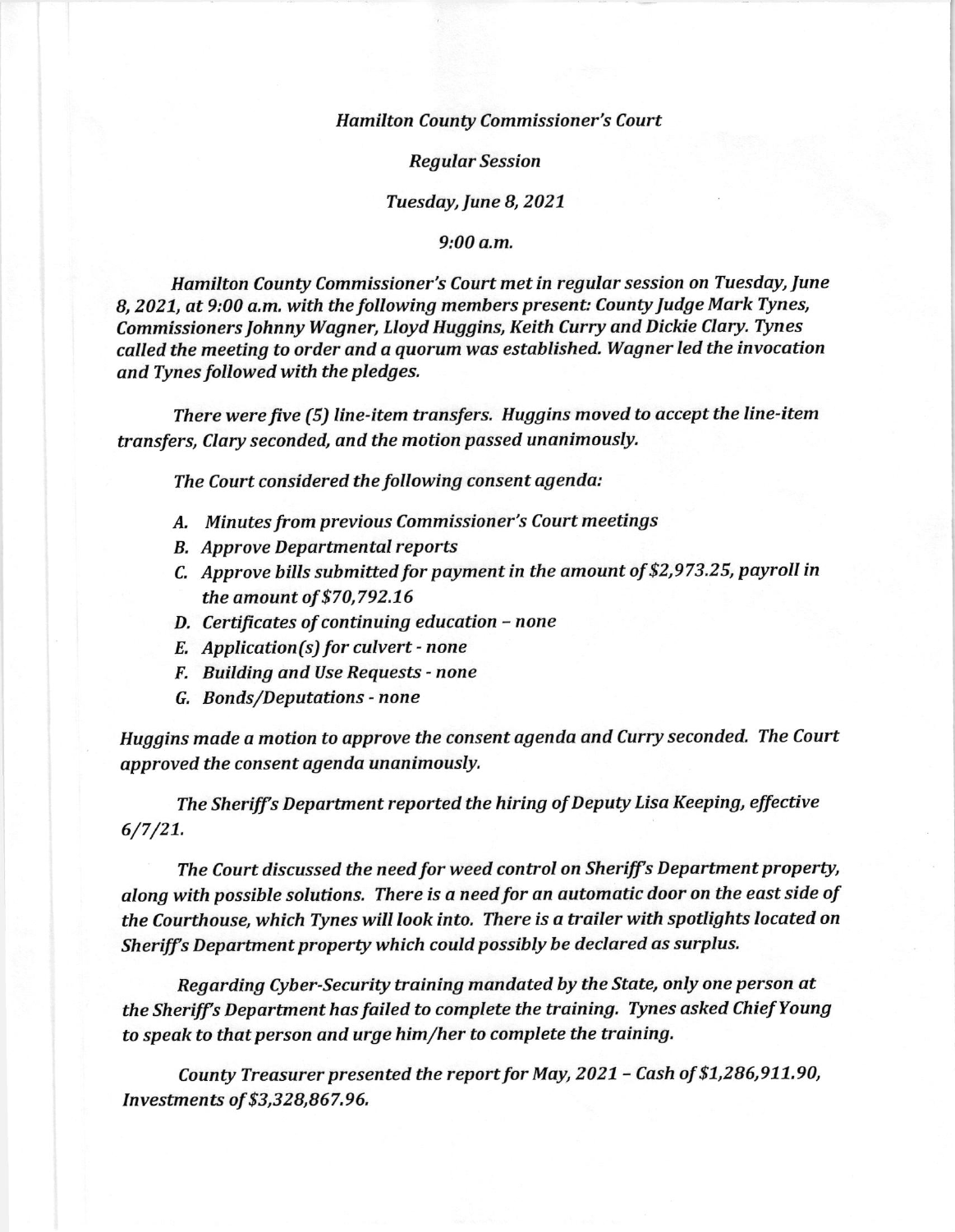*Hamilton County Commissioner's Court*

*Regular Session*

*Tuesday, June 8, 2021*

*9:00 a.m.*

*Hamilton County Commissioner's Court met in regular session on Tuesday, June 8, 2021, at 9:00 a.m. with the following members present: County Judge Mark Tynes, Commissioners Johnny Wagner, Lloyd Huggins, Keith Curry and Dickie Clary. Tynes called the meeting to order and a quorum was established. Wagner led the invocation and Tynes followed with the pledges.*

*There were five (5) line-item transfers. Huggins moved to accept the line-item transfers, Clary seconded, and the motion passed unanimously.*

*The Court considered the following consent agenda:*

- *A. Minutes from previous Commissioner's Court meetings*
- *B. Approve Departmental reports*
- *C. Approve bills submitted for payment in the amount of $2,973.25, payroll in the amount of $70,792.16*
- *D. Certificates of continuing education – none*
- *E. Application(s) for culvert - none*
- *F. Building and Use Requests - none*
- *G. Bonds/Deputations - none*

*Huggins made a motion to approve the consent agenda and Curry seconded. The Court approved the consent agenda unanimously.*

*The Sheriff's Department reported the hiring of Deputy Lisa Keeping, effective 6/7/21.*

*The Court discussed the need for weed control on Sheriff's Department property, along with possible solutions. There is a need for an automatic door on the east side of the Courthouse, which Tynes will look into. There is a trailer with spotlights located on Sheriff's Department property which could possibly be declared as surplus.*

*Regarding Cyber-Security training mandated by the State, only one person at the Sheriff's Department has failed to complete the training. Tynes asked Chief Young to speak to that person and urge him/her to complete the training.*

*County Treasurer presented the report for May, 2021 – Cash of $1,286,911.90, Investments of $3,328,867.96.*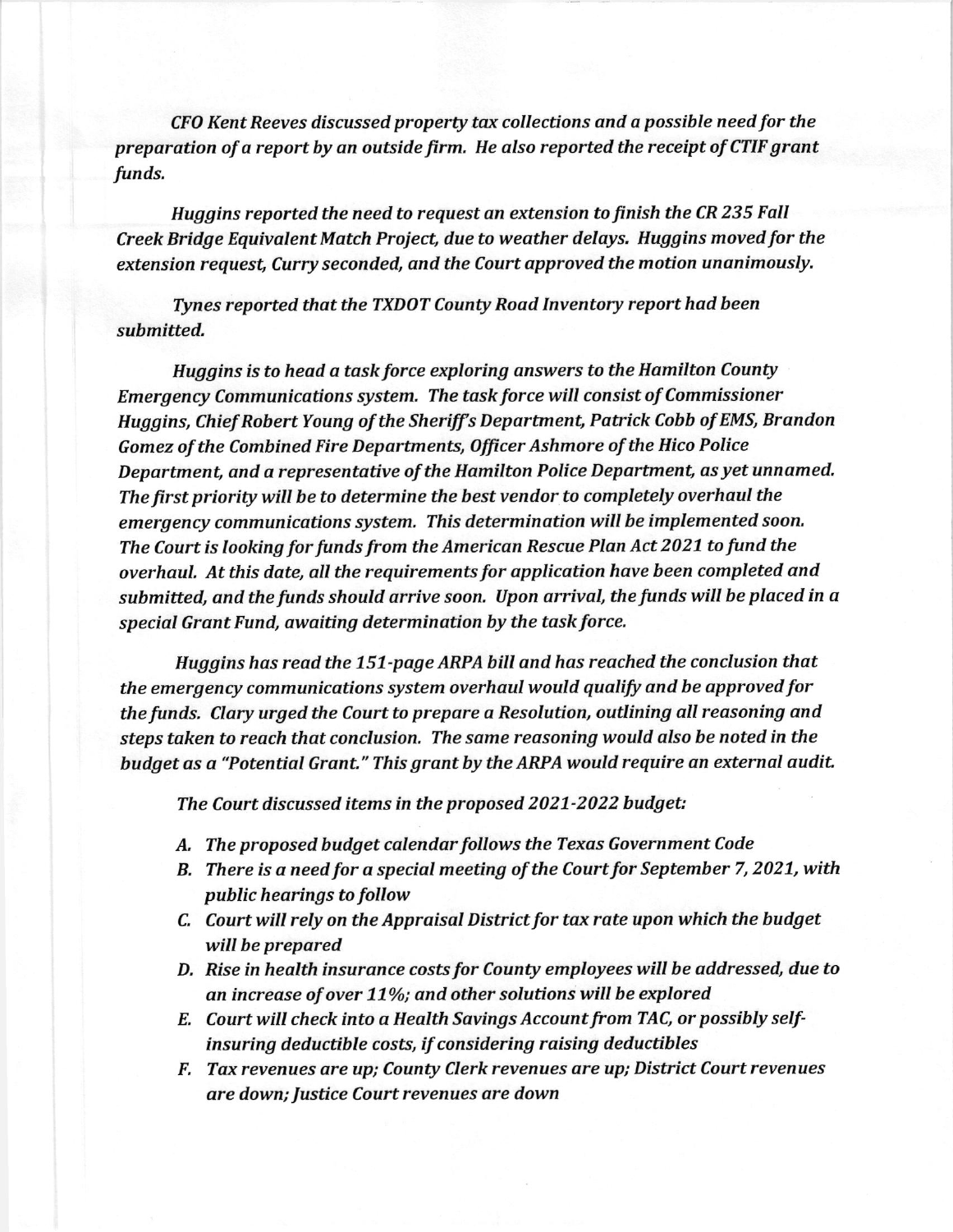*CFO Kent Reeves discussed property tax collections and a possible need for the preparation of a report by an outside firm. He also reported the receipt of CTIF grant funds.*

*Huggins reported the need to request an extension to finish the CR 235 Fall Creek Bridge Equivalent Match Project, due to weather delays. Huggins moved for the extension request, Curry seconded, and the Court approved the motion unanimously.*

*Tynes reported that the TXDOT County Road Inventory report had been submitted.*

*Huggins is to head a task force exploring answers to the Hamilton County Emergency Communications system. The task force will consist of Commissioner Huggins, Chief Robert Young of the Sheriff's Department, Patrick Cobb of EMS, Brandon Gomez of the Combined Fire Departments, Officer Ashmore of the Hico Police Department, and a representative of the Hamilton Police Department, as yet unnamed. The first priority will be to determine the best vendor to completely overhaul the emergency communications system. This determination will be implemented soon. The Court is looking for funds from the American Rescue Plan Act 2021 to fund the overhaul. At this date, all the requirements for application have been completed and submitted, and the funds should arrive soon. Upon arrival, the funds will be placed in a special Grant Fund, awaiting determination by the task force.*

*Huggins has read the 151-page ARPA bill and has reached the conclusion that the emergency communications system overhaul would qualify and be approved for the funds. Clary urged the Court to prepare a Resolution, outlining all reasoning and steps taken to reach that conclusion. The same reasoning would also be noted in the budget as a "Potential Grant." This grant by the ARPA would require an external audit.*

*The Court discussed items in the proposed 2021-2022 budget:*

- *A. The proposed budget calendar follows the Texas Government Code*
- *B. There is a need for a special meeting of the Court for September 7, 2021, with public hearings to follow*
- *C. Court will rely on the Appraisal District for tax rate upon which the budget will be prepared*
- *D. Rise in health insurance costs for County employees will be addressed, due to an increase of over 11%; and other solutions will be explored*
- *E. Court will check into a Health Savings Account from TAC, or possibly self-insuring deductible costs, if considering raising deductibles*
- *F. Tax revenues are up; County Clerk revenues are up; District Court revenues are down; Justice Court revenues are down*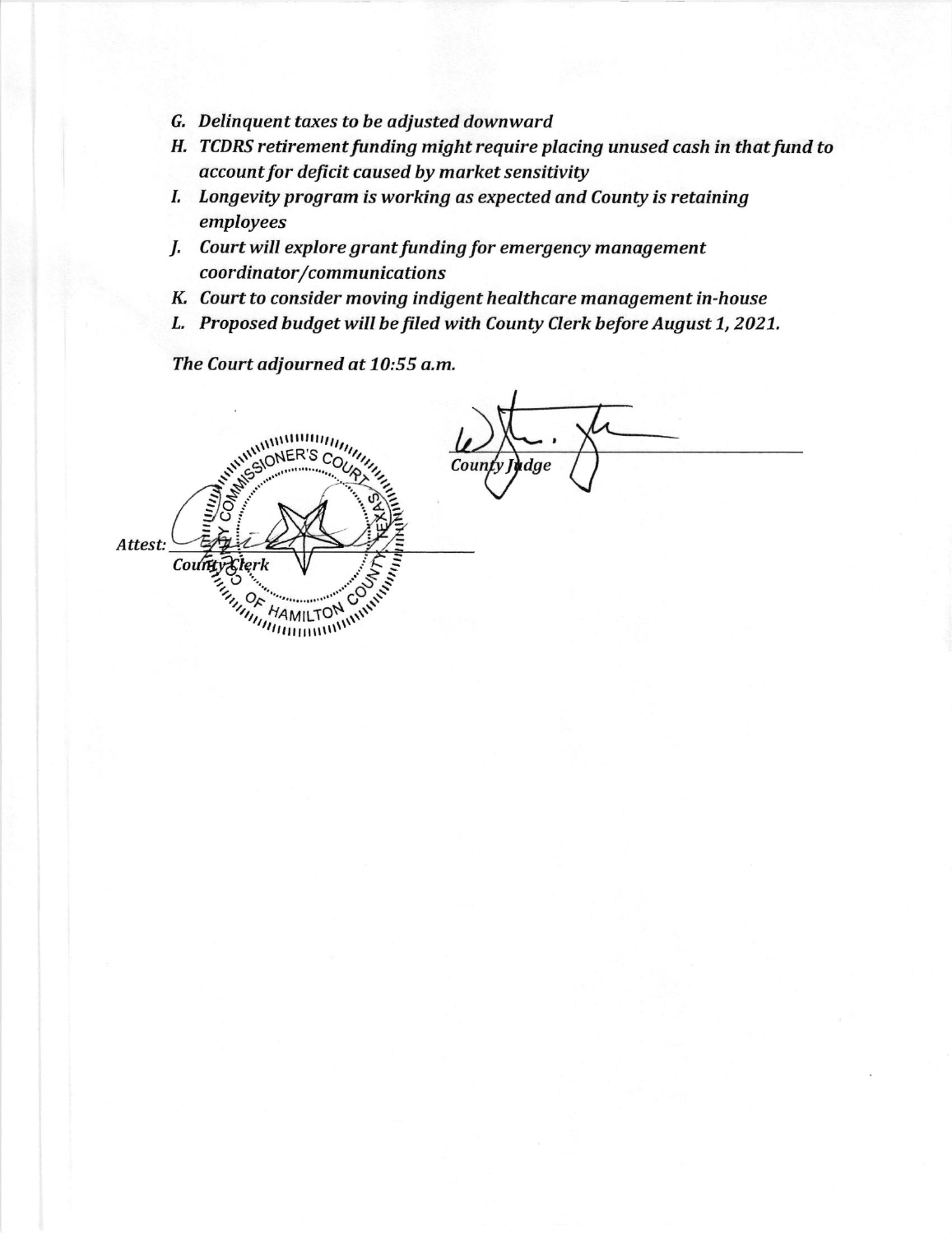*G. Delinquent taxes to be adjusted downward*

*H. TCDRS retirement funding might require placing unused cash in that fund to account for deficit caused by market sensitivity*

*I. Longevity program is working as expected and County is retaining employees*

*J. Court will explore grant funding for emergency management coordinator/communications*

*K. Court to consider moving indigent healthcare management in-house*

*L. Proposed budget will be filed with County Clerk before August 1, 2021.*

*The Court adjourned at 10:55 a.m.*

*County Judge*

COMMISSIONER'S COURT OF HAMILTON COUNTY, TEXAS

*Attest:*

*County Clerk*